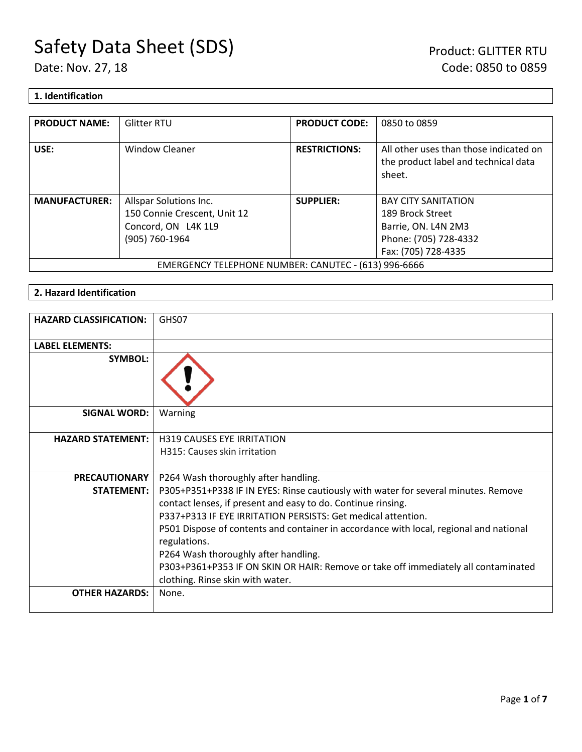# Safety Data Sheet (SDS)

Date: Nov. 27, 18

Product: GLITTER RTU
Code: 0850 to 0859

## 1. Identification

| PRODUCT NAME: | Glitter RTU | PRODUCT CODE: | 0850 to 0859 |
|---|---|---|---|
| USE: | Window Cleaner | RESTRICTIONS: | All other uses than those indicated on the product label and technical data sheet. |
| MANUFACTURER: | Allspar Solutions Inc.<br>150 Connie Crescent, Unit 12<br>Concord, ON L4K 1L9<br>(905) 760-1964 | SUPPLIER: | BAY CITY SANITATION<br>189 Brock Street<br>Barrie, ON. L4N 2M3<br>Phone: (705) 728-4332<br>Fax: (705) 728-4335 |
| EMERGENCY TELEPHONE NUMBER: CANUTEC - (613) 996-6666 | | | |

## 2. Hazard Identification

| HAZARD CLASSIFICATION: | GHS07 |
|---|---|
| LABEL ELEMENTS: | |
| SYMBOL: | |
| SIGNAL WORD: | Warning |
| HAZARD STATEMENT: | H319 CAUSES EYE IRRITATION<br>H315: Causes skin irritation |
| PRECAUTIONARY STATEMENT: | P264 Wash thoroughly after handling.<br>P305+P351+P338 IF IN EYES: Rinse cautiously with water for several minutes. Remove contact lenses, if present and easy to do. Continue rinsing.<br>P337+P313 IF EYE IRRITATION PERSISTS: Get medical attention.<br>P501 Dispose of contents and container in accordance with local, regional and national regulations.<br>P264 Wash thoroughly after handling.<br>P303+P361+P353 IF ON SKIN OR HAIR: Remove or take off immediately all contaminated clothing. Rinse skin with water. |
| OTHER HAZARDS: | None. |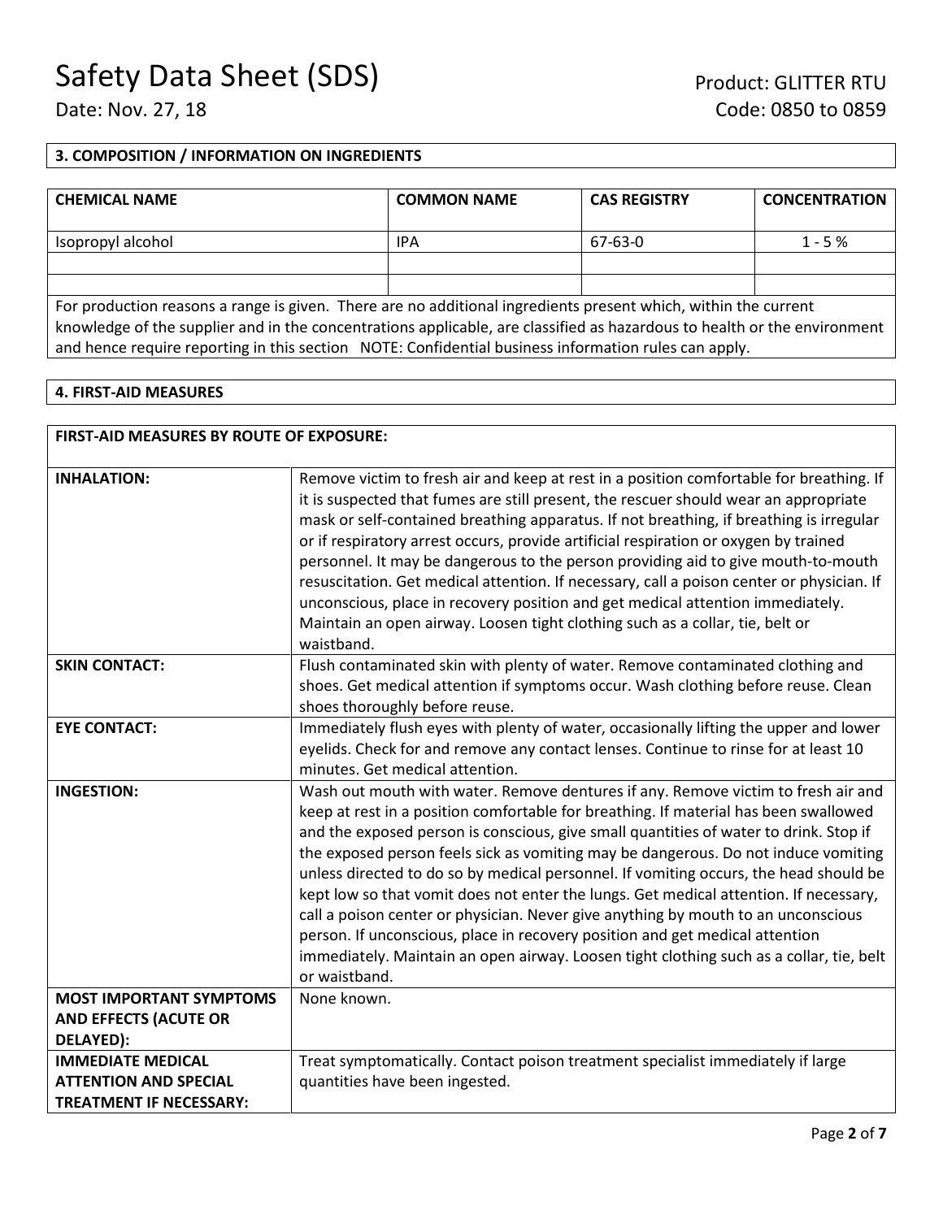## 3. COMPOSITION / INFORMATION ON INGREDIENTS

| CHEMICAL NAME | COMMON NAME | CAS REGISTRY | CONCENTRATION |
|---|---|---|---|
| Isopropyl alcohol | IPA | 67-63-0 | 1 - 5 % |
| | | | |
| | | | |

For production reasons a range is given. There are no additional ingredients present which, within the current knowledge of the supplier and in the concentrations applicable, are classified as hazardous to health or the environment and hence require reporting in this section NOTE: Confidential business information rules can apply.

## 4. FIRST-AID MEASURES

| FIRST-AID MEASURES BY ROUTE OF EXPOSURE: | |
|---|---|
| **INHALATION:** | Remove victim to fresh air and keep at rest in a position comfortable for breathing. If it is suspected that fumes are still present, the rescuer should wear an appropriate mask or self-contained breathing apparatus. If not breathing, if breathing is irregular or if respiratory arrest occurs, provide artificial respiration or oxygen by trained personnel. It may be dangerous to the person providing aid to give mouth-to-mouth resuscitation. Get medical attention. If necessary, call a poison center or physician. If unconscious, place in recovery position and get medical attention immediately. Maintain an open airway. Loosen tight clothing such as a collar, tie, belt or waistband. |
| **SKIN CONTACT:** | Flush contaminated skin with plenty of water. Remove contaminated clothing and shoes. Get medical attention if symptoms occur. Wash clothing before reuse. Clean shoes thoroughly before reuse. |
| **EYE CONTACT:** | Immediately flush eyes with plenty of water, occasionally lifting the upper and lower eyelids. Check for and remove any contact lenses. Continue to rinse for at least 10 minutes. Get medical attention. |
| **INGESTION:** | Wash out mouth with water. Remove dentures if any. Remove victim to fresh air and keep at rest in a position comfortable for breathing. If material has been swallowed and the exposed person is conscious, give small quantities of water to drink. Stop if the exposed person feels sick as vomiting may be dangerous. Do not induce vomiting unless directed to do so by medical personnel. If vomiting occurs, the head should be kept low so that vomit does not enter the lungs. Get medical attention. If necessary, call a poison center or physician. Never give anything by mouth to an unconscious person. If unconscious, place in recovery position and get medical attention immediately. Maintain an open airway. Loosen tight clothing such as a collar, tie, belt or waistband. |
| **MOST IMPORTANT SYMPTOMS AND EFFECTS (ACUTE OR DELAYED):** | None known. |
| **IMMEDIATE MEDICAL ATTENTION AND SPECIAL TREATMENT IF NECESSARY:** | Treat symptomatically. Contact poison treatment specialist immediately if large quantities have been ingested. |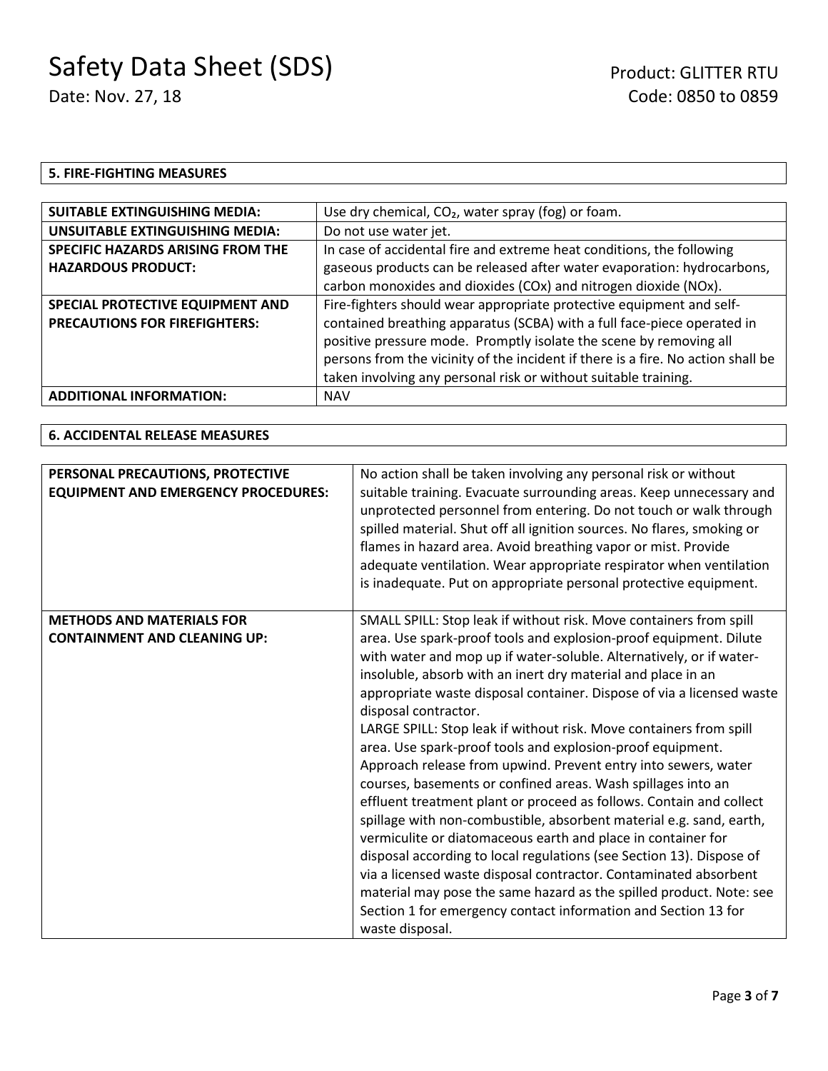## 5. FIRE-FIGHTING MEASURES

| | |
|---|---|
| **SUITABLE EXTINGUISHING MEDIA:** | Use dry chemical, $CO_2$, water spray (fog) or foam. |
| **UNSUITABLE EXTINGUISHING MEDIA:** | Do not use water jet. |
| **SPECIFIC HAZARDS ARISING FROM THE HAZARDOUS PRODUCT:** | In case of accidental fire and extreme heat conditions, the following gaseous products can be released after water evaporation: hydrocarbons, carbon monoxides and dioxides (COx) and nitrogen dioxide (NOx). |
| **SPECIAL PROTECTIVE EQUIPMENT AND PRECAUTIONS FOR FIREFIGHTERS:** | Fire-fighters should wear appropriate protective equipment and self-contained breathing apparatus (SCBA) with a full face-piece operated in positive pressure mode. Promptly isolate the scene by removing all persons from the vicinity of the incident if there is a fire. No action shall be taken involving any personal risk or without suitable training. |
| **ADDITIONAL INFORMATION:** | NAV |

## 6. ACCIDENTAL RELEASE MEASURES

| | |
|---|---|
| **PERSONAL PRECAUTIONS, PROTECTIVE EQUIPMENT AND EMERGENCY PROCEDURES:** | No action shall be taken involving any personal risk or without suitable training. Evacuate surrounding areas. Keep unnecessary and unprotected personnel from entering. Do not touch or walk through spilled material. Shut off all ignition sources. No flares, smoking or flames in hazard area. Avoid breathing vapor or mist. Provide adequate ventilation. Wear appropriate respirator when ventilation is inadequate. Put on appropriate personal protective equipment. |
| **METHODS AND MATERIALS FOR CONTAINMENT AND CLEANING UP:** | SMALL SPILL: Stop leak if without risk. Move containers from spill area. Use spark-proof tools and explosion-proof equipment. Dilute with water and mop up if water-soluble. Alternatively, or if water-insoluble, absorb with an inert dry material and place in an appropriate waste disposal container. Dispose of via a licensed waste disposal contractor.<br>LARGE SPILL: Stop leak if without risk. Move containers from spill area. Use spark-proof tools and explosion-proof equipment. Approach release from upwind. Prevent entry into sewers, water courses, basements or confined areas. Wash spillages into an effluent treatment plant or proceed as follows. Contain and collect spillage with non-combustible, absorbent material e.g. sand, earth, vermiculite or diatomaceous earth and place in container for disposal according to local regulations (see Section 13). Dispose of via a licensed waste disposal contractor. Contaminated absorbent material may pose the same hazard as the spilled product. Note: see Section 1 for emergency contact information and Section 13 for waste disposal. |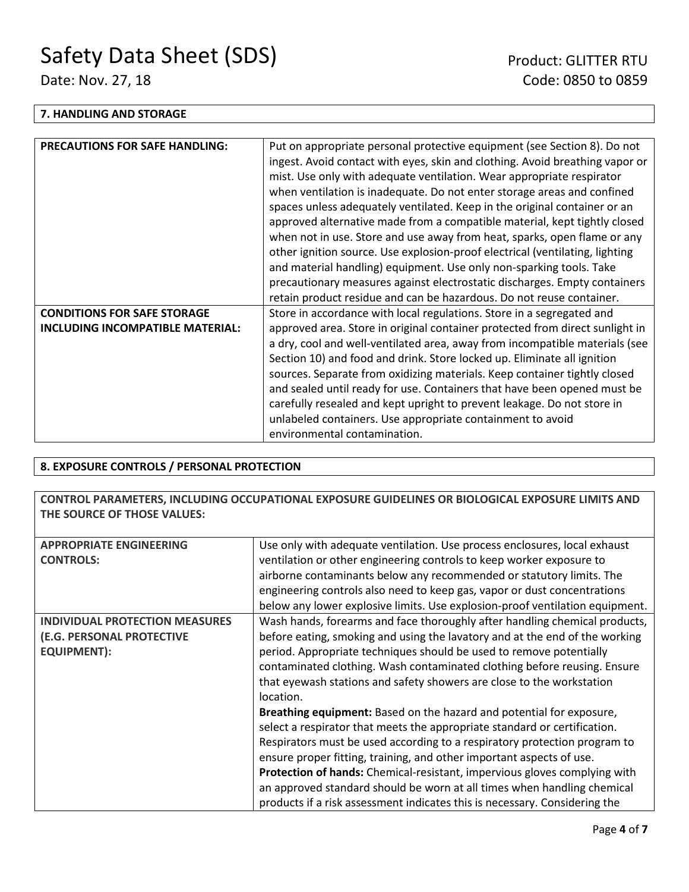## 7. HANDLING AND STORAGE

| | |
|---|---|
| **PRECAUTIONS FOR SAFE HANDLING:** | Put on appropriate personal protective equipment (see Section 8). Do not ingest. Avoid contact with eyes, skin and clothing. Avoid breathing vapor or mist. Use only with adequate ventilation. Wear appropriate respirator when ventilation is inadequate. Do not enter storage areas and confined spaces unless adequately ventilated. Keep in the original container or an approved alternative made from a compatible material, kept tightly closed when not in use. Store and use away from heat, sparks, open flame or any other ignition source. Use explosion-proof electrical (ventilating, lighting and material handling) equipment. Use only non-sparking tools. Take precautionary measures against electrostatic discharges. Empty containers retain product residue and can be hazardous. Do not reuse container. |
| **CONDITIONS FOR SAFE STORAGE INCLUDING INCOMPATIBLE MATERIAL:** | Store in accordance with local regulations. Store in a segregated and approved area. Store in original container protected from direct sunlight in a dry, cool and well-ventilated area, away from incompatible materials (see Section 10) and food and drink. Store locked up. Eliminate all ignition sources. Separate from oxidizing materials. Keep container tightly closed and sealed until ready for use. Containers that have been opened must be carefully resealed and kept upright to prevent leakage. Do not store in unlabeled containers. Use appropriate containment to avoid environmental contamination. |

## 8. EXPOSURE CONTROLS / PERSONAL PROTECTION

**CONTROL PARAMETERS, INCLUDING OCCUPATIONAL EXPOSURE GUIDELINES OR BIOLOGICAL EXPOSURE LIMITS AND THE SOURCE OF THOSE VALUES:**

| | |
|---|---|
| **APPROPRIATE ENGINEERING CONTROLS:** | Use only with adequate ventilation. Use process enclosures, local exhaust ventilation or other engineering controls to keep worker exposure to airborne contaminants below any recommended or statutory limits. The engineering controls also need to keep gas, vapor or dust concentrations below any lower explosive limits. Use explosion-proof ventilation equipment. |
| **INDIVIDUAL PROTECTION MEASURES (E.G. PERSONAL PROTECTIVE EQUIPMENT):** | Wash hands, forearms and face thoroughly after handling chemical products, before eating, smoking and using the lavatory and at the end of the working period. Appropriate techniques should be used to remove potentially contaminated clothing. Wash contaminated clothing before reusing. Ensure that eyewash stations and safety showers are close to the workstation location.<br>**Breathing equipment:** Based on the hazard and potential for exposure, select a respirator that meets the appropriate standard or certification. Respirators must be used according to a respiratory protection program to ensure proper fitting, training, and other important aspects of use.<br>**Protection of hands:** Chemical-resistant, impervious gloves complying with an approved standard should be worn at all times when handling chemical products if a risk assessment indicates this is necessary. Considering the |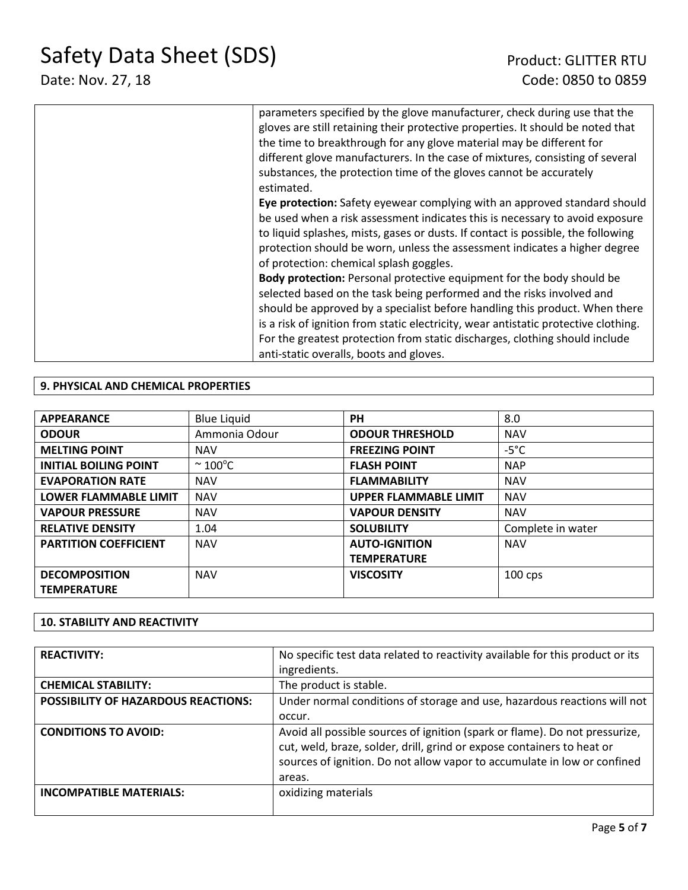| | |
|---|---|
| | parameters specified by the glove manufacturer, check during use that the gloves are still retaining their protective properties. It should be noted that the time to breakthrough for any glove material may be different for different glove manufacturers. In the case of mixtures, consisting of several substances, the protection time of the gloves cannot be accurately estimated.<br>**Eye protection:** Safety eyewear complying with an approved standard should be used when a risk assessment indicates this is necessary to avoid exposure to liquid splashes, mists, gases or dusts. If contact is possible, the following protection should be worn, unless the assessment indicates a higher degree of protection: chemical splash goggles.<br>**Body protection:** Personal protective equipment for the body should be selected based on the task being performed and the risks involved and should be approved by a specialist before handling this product. When there is a risk of ignition from static electricity, wear antistatic protective clothing. For the greatest protection from static discharges, clothing should include anti-static overalls, boots and gloves. |

## 9. PHYSICAL AND CHEMICAL PROPERTIES

| | | | |
|---|---|---|---|
| **APPEARANCE** | Blue Liquid | **PH** | 8.0 |
| **ODOUR** | Ammonia Odour | **ODOUR THRESHOLD** | NAV |
| **MELTING POINT** | NAV | **FREEZING POINT** | -5°C |
| **INITIAL BOILING POINT** | ~ 100°C | **FLASH POINT** | NAP |
| **EVAPORATION RATE** | NAV | **FLAMMABILITY** | NAV |
| **LOWER FLAMMABLE LIMIT** | NAV | **UPPER FLAMMABLE LIMIT** | NAV |
| **VAPOUR PRESSURE** | NAV | **VAPOUR DENSITY** | NAV |
| **RELATIVE DENSITY** | 1.04 | **SOLUBILITY** | Complete in water |
| **PARTITION COEFFICIENT** | NAV | **AUTO-IGNITION TEMPERATURE** | NAV |
| **DECOMPOSITION TEMPERATURE** | NAV | **VISCOSITY** | 100 cps |

## 10. STABILITY AND REACTIVITY

| | |
|---|---|
| **REACTIVITY:** | No specific test data related to reactivity available for this product or its ingredients. |
| **CHEMICAL STABILITY:** | The product is stable. |
| **POSSIBILITY OF HAZARDOUS REACTIONS:** | Under normal conditions of storage and use, hazardous reactions will not occur. |
| **CONDITIONS TO AVOID:** | Avoid all possible sources of ignition (spark or flame). Do not pressurize, cut, weld, braze, solder, drill, grind or expose containers to heat or sources of ignition. Do not allow vapor to accumulate in low or confined areas. |
| **INCOMPATIBLE MATERIALS:** | oxidizing materials |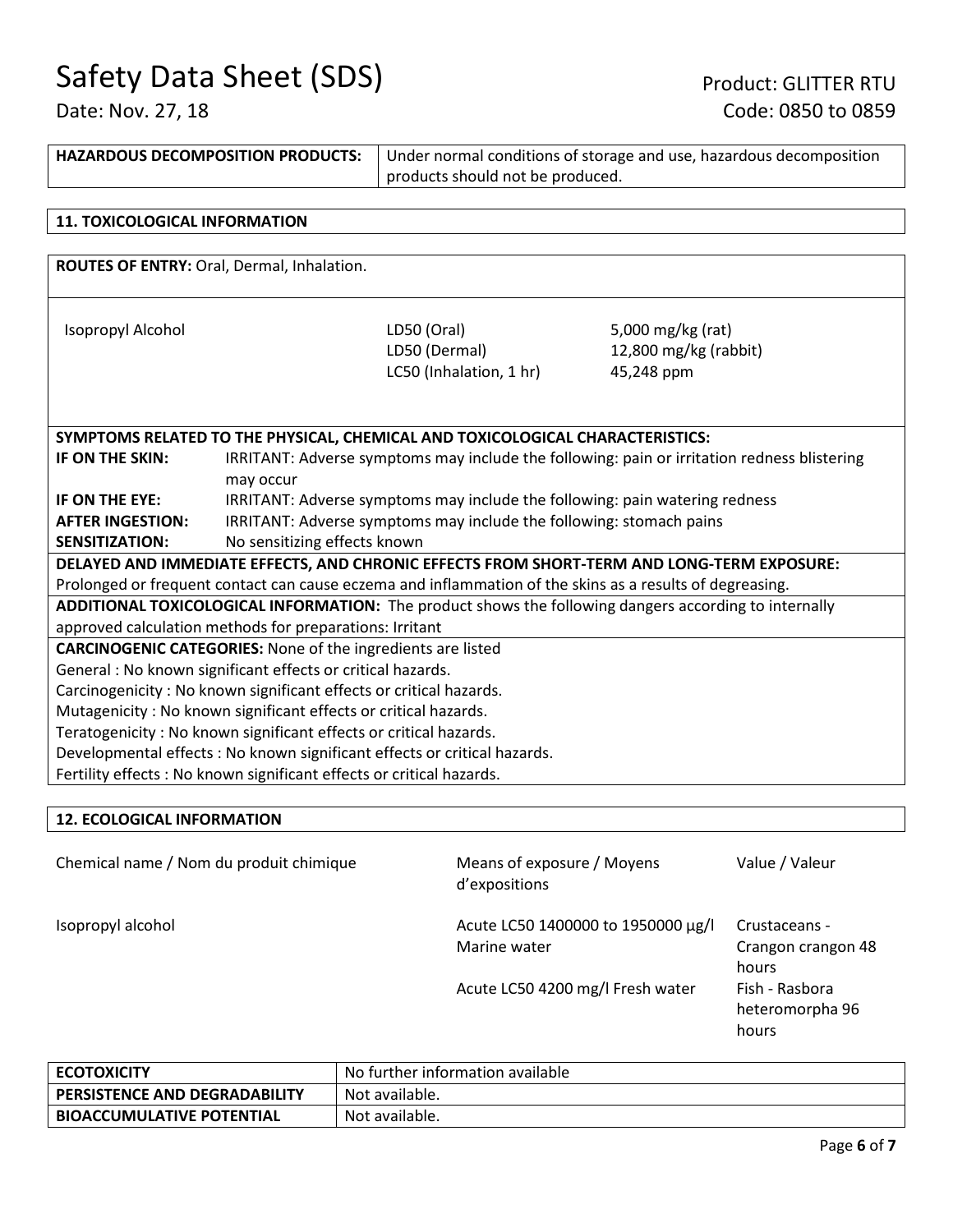| HAZARDOUS DECOMPOSITION PRODUCTS: | Under normal conditions of storage and use, hazardous decomposition products should not be produced. |
|---|---|

## 11. TOXICOLOGICAL INFORMATION

**ROUTES OF ENTRY:** Oral, Dermal, Inhalation.

| | | |
|---|---|---|
| Isopropyl Alcohol | LD50 (Oral) | 5,000 mg/kg (rat) |
| | LD50 (Dermal) | 12,800 mg/kg (rabbit) |
| | LC50 (Inhalation, 1 hr) | 45,248 ppm |

**SYMPTOMS RELATED TO THE PHYSICAL, CHEMICAL AND TOXICOLOGICAL CHARACTERISTICS:**

| | |
|---|---|
| **IF ON THE SKIN:** | IRRITANT: Adverse symptoms may include the following: pain or irritation redness blistering may occur |
| **IF ON THE EYE:** | IRRITANT: Adverse symptoms may include the following: pain watering redness |
| **AFTER INGESTION:** | IRRITANT: Adverse symptoms may include the following: stomach pains |
| **SENSITIZATION:** | No sensitizing effects known |

**DELAYED AND IMMEDIATE EFFECTS, AND CHRONIC EFFECTS FROM SHORT-TERM AND LONG-TERM EXPOSURE:**
Prolonged or frequent contact can cause eczema and inflammation of the skins as a results of degreasing.

**ADDITIONAL TOXICOLOGICAL INFORMATION:** The product shows the following dangers according to internally approved calculation methods for preparations: Irritant

**CARCINOGENIC CATEGORIES:** None of the ingredients are listed
General : No known significant effects or critical hazards.
Carcinogenicity : No known significant effects or critical hazards.
Mutagenicity : No known significant effects or critical hazards.
Teratogenicity : No known significant effects or critical hazards.
Developmental effects : No known significant effects or critical hazards.
Fertility effects : No known significant effects or critical hazards.

## 12. ECOLOGICAL INFORMATION

| Chemical name / Nom du produit chimique | Means of exposure / Moyens d'expositions | Value / Valeur |
|---|---|---|
| Isopropyl alcohol | Acute LC50 1400000 to 1950000 µg/l Marine water | Crustaceans - Crangon crangon 48 hours |
| | Acute LC50 4200 mg/l Fresh water | Fish - Rasbora heteromorpha 96 hours |

| ECOTOXICITY | No further information available |
|---|---|
| **PERSISTENCE AND DEGRADABILITY** | Not available. |
| **BIOACCUMULATIVE POTENTIAL** | Not available. |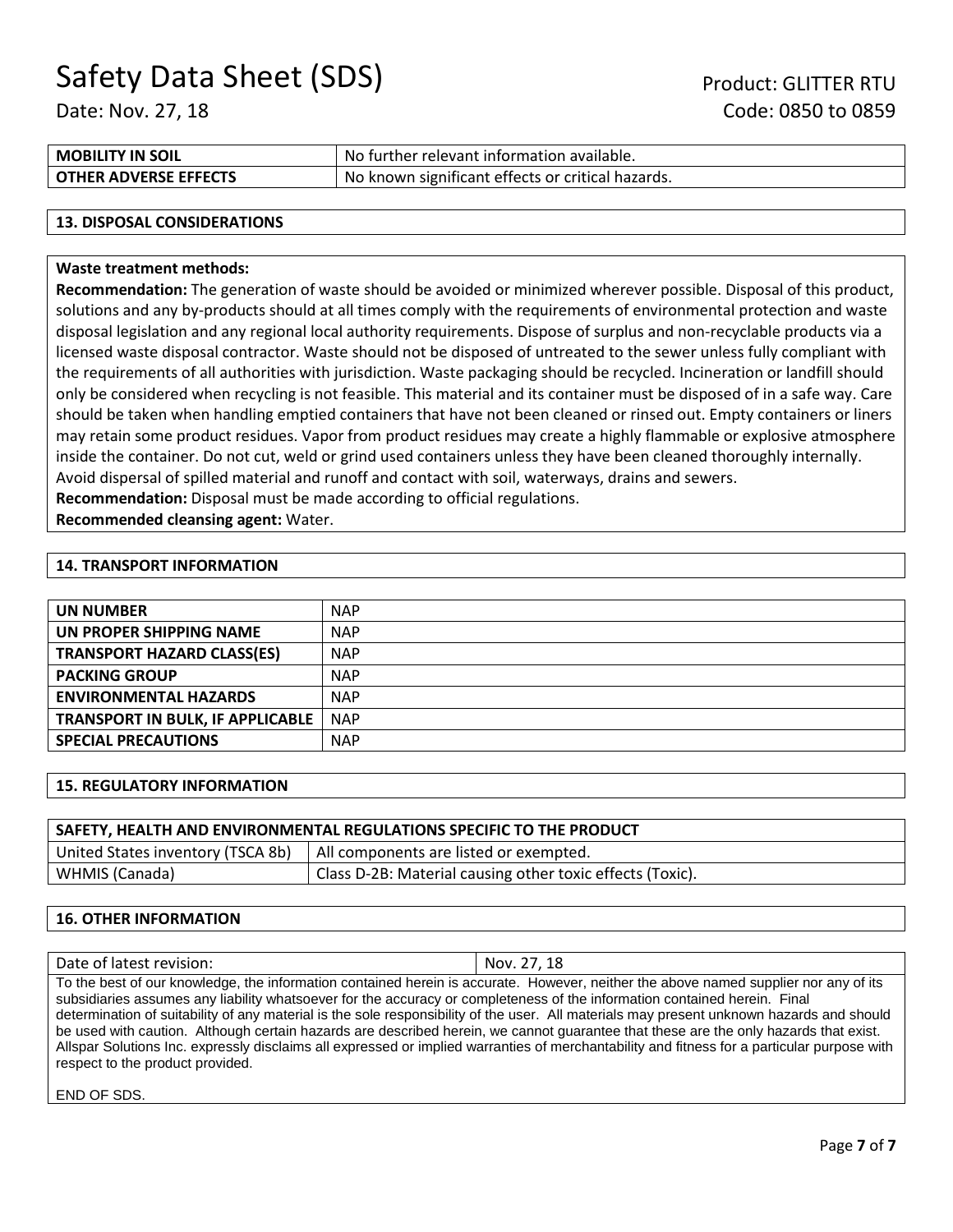| | |
|---|---|
| **MOBILITY IN SOIL** | No further relevant information available. |
| **OTHER ADVERSE EFFECTS** | No known significant effects or critical hazards. |

## 13. DISPOSAL CONSIDERATIONS

**Waste treatment methods:**

**Recommendation:** The generation of waste should be avoided or minimized wherever possible. Disposal of this product, solutions and any by-products should at all times comply with the requirements of environmental protection and waste disposal legislation and any regional local authority requirements. Dispose of surplus and non-recyclable products via a licensed waste disposal contractor. Waste should not be disposed of untreated to the sewer unless fully compliant with the requirements of all authorities with jurisdiction. Waste packaging should be recycled. Incineration or landfill should only be considered when recycling is not feasible. This material and its container must be disposed of in a safe way. Care should be taken when handling emptied containers that have not been cleaned or rinsed out. Empty containers or liners may retain some product residues. Vapor from product residues may create a highly flammable or explosive atmosphere inside the container. Do not cut, weld or grind used containers unless they have been cleaned thoroughly internally. Avoid dispersal of spilled material and runoff and contact with soil, waterways, drains and sewers.

**Recommendation:** Disposal must be made according to official regulations.

**Recommended cleansing agent:** Water.

## 14. TRANSPORT INFORMATION

| | |
|---|---|
| **UN NUMBER** | NAP |
| **UN PROPER SHIPPING NAME** | NAP |
| **TRANSPORT HAZARD CLASS(ES)** | NAP |
| **PACKING GROUP** | NAP |
| **ENVIRONMENTAL HAZARDS** | NAP |
| **TRANSPORT IN BULK, IF APPLICABLE** | NAP |
| **SPECIAL PRECAUTIONS** | NAP |

## 15. REGULATORY INFORMATION

| **SAFETY, HEALTH AND ENVIRONMENTAL REGULATIONS SPECIFIC TO THE PRODUCT** | |
|---|---|
| United States inventory (TSCA 8b) | All components are listed or exempted. |
| WHMIS (Canada) | Class D-2B: Material causing other toxic effects (Toxic). |

## 16. OTHER INFORMATION

| | |
|---|---|
| Date of latest revision: | Nov. 27, 18 |

To the best of our knowledge, the information contained herein is accurate. However, neither the above named supplier nor any of its subsidiaries assumes any liability whatsoever for the accuracy or completeness of the information contained herein. Final determination of suitability of any material is the sole responsibility of the user. All materials may present unknown hazards and should be used with caution. Although certain hazards are described herein, we cannot guarantee that these are the only hazards that exist. Allspar Solutions Inc. expressly disclaims all expressed or implied warranties of merchantability and fitness for a particular purpose with respect to the product provided.

END OF SDS.